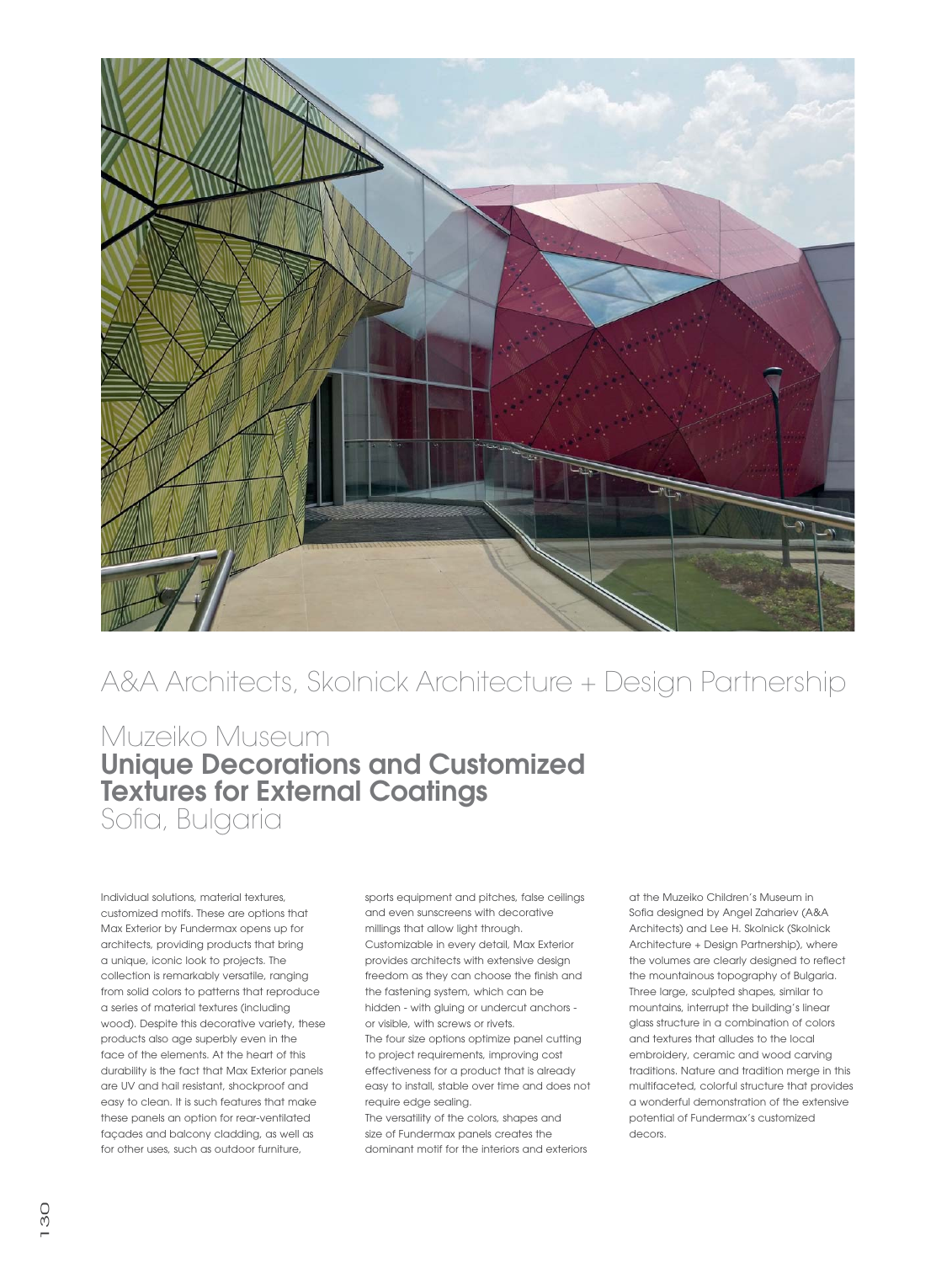# A&A Architects, Skolnick Architecture + Design Partnership

## Muzeiko Museum
## **Unique Decorations and Customized Textures for External Coatings**
## Sofia, Bulgaria

Individual solutions, material textures, customized motifs. These are options that Max Exterior by Fundermax opens up for architects, providing products that bring a unique, iconic look to projects. The collection is remarkably versatile, ranging from solid colors to patterns that reproduce a series of material textures (including wood). Despite this decorative variety, these products also age superbly even in the face of the elements. At the heart of this durability is the fact that Max Exterior panels are UV and hail resistant, shockproof and easy to clean. It is such features that make these panels an option for rear-ventilated façades and balcony cladding, as well as for other uses, such as outdoor furniture, sports equipment and pitches, false ceilings and even sunscreens with decorative millings that allow light through. Customizable in every detail, Max Exterior provides architects with extensive design freedom as they can choose the finish and the fastening system, which can be hidden - with gluing or undercut anchors - or visible, with screws or rivets.
The four size options optimize panel cutting to project requirements, improving cost effectiveness for a product that is already easy to install, stable over time and does not require edge sealing.
The versatility of the colors, shapes and size of Fundermax panels creates the dominant motif for the interiors and exteriors at the Muzeiko Children's Museum in Sofia designed by Angel Zahariev (A&A Architects) and Lee H. Skolnick (Skolnick Architecture + Design Partnership), where the volumes are clearly designed to reflect the mountainous topography of Bulgaria. Three large, sculpted shapes, similar to mountains, interrupt the building's linear glass structure in a combination of colors and textures that alludes to the local embroidery, ceramic and wood carving traditions. Nature and tradition merge in this multifaceted, colorful structure that provides a wonderful demonstration of the extensive potential of Fundermax's customized decors.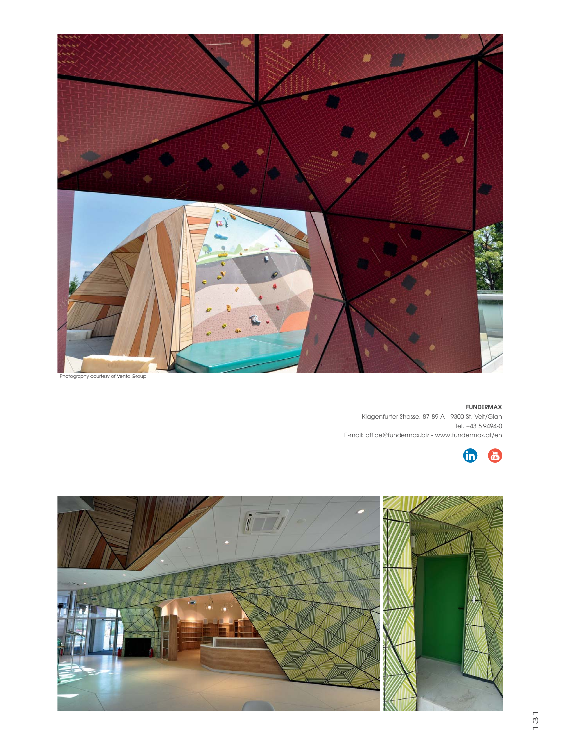Photography courtesy of Venta Group

**FUNDERMAX**
Klagenfurter Strasse, 87-89 A - 9300 St. Veit/Glan
Tel. +43 5 9494-0
E-mail: office@fundermax.biz - www.fundermax.at/en